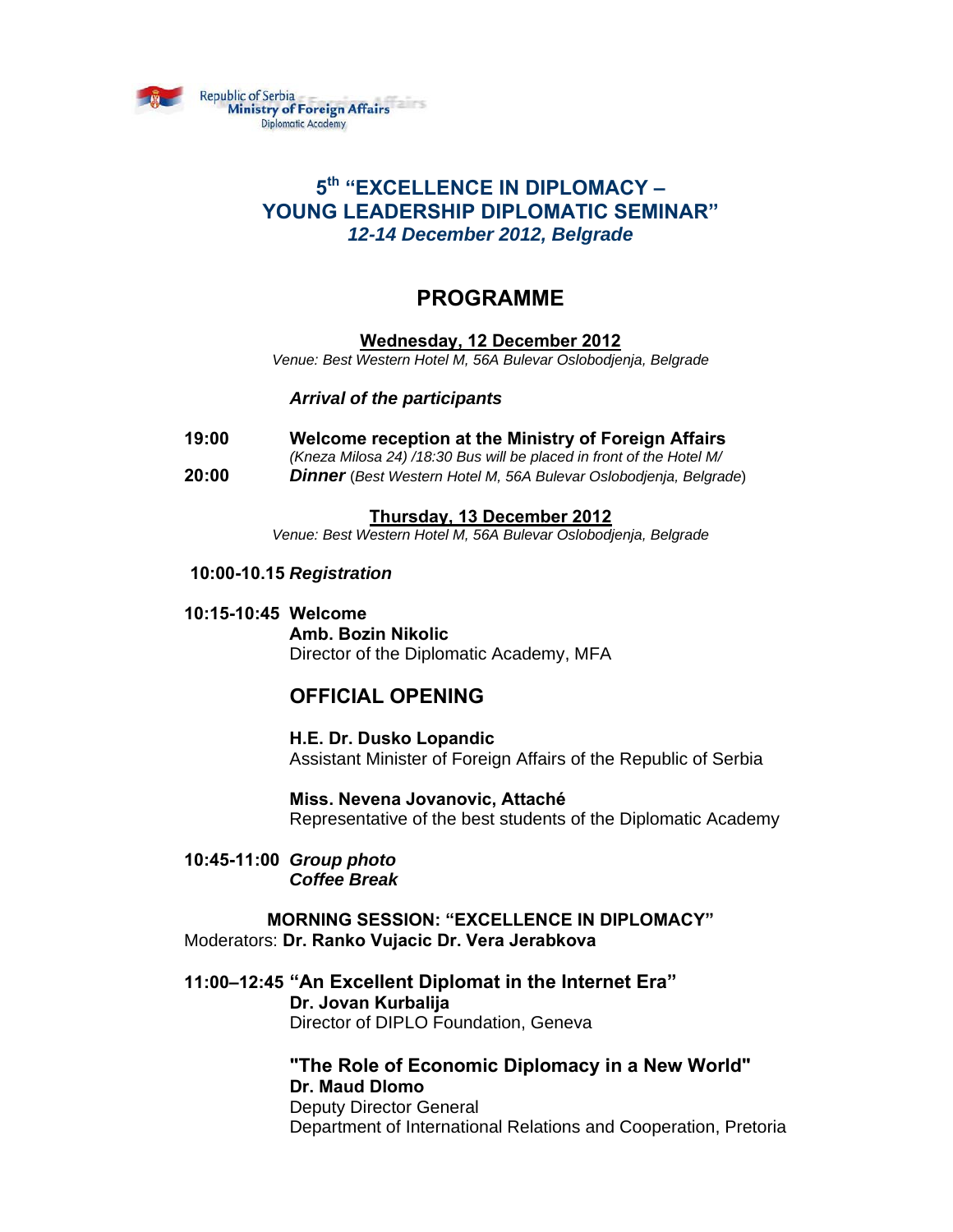Republic of Serbia
**Ministry of Foreign Affairs**
Diplomatic Academy

# 5th "EXCELLENCE IN DIPLOMACY – YOUNG LEADERSHIP DIPLOMATIC SEMINAR"

***12-14 December 2012, Belgrade***

## PROGRAMME

### Wednesday, 12 December 2012

*Venue: Best Western Hotel M, 56A Bulevar Oslobodjenja, Belgrade*

***Arrival of the participants***

**19:00** **Welcome reception at the Ministry of Foreign Affairs**
*(Kneza Milosa 24) /18:30 Bus will be placed in front of the Hotel M/*

**20:00** ***Dinner*** (*Best Western Hotel M, 56A Bulevar Oslobodjenja, Belgrade*)

### Thursday, 13 December 2012

*Venue: Best Western Hotel M, 56A Bulevar Oslobodjenja, Belgrade*

**10:00-10.15** ***Registration***

**10:15-10:45** **Welcome**
**Amb. Bozin Nikolic**
Director of the Diplomatic Academy, MFA

## OFFICIAL OPENING

**H.E. Dr. Dusko Lopandic**
Assistant Minister of Foreign Affairs of the Republic of Serbia

**Miss. Nevena Jovanovic, Attaché**
Representative of the best students of the Diplomatic Academy

**10:45-11:00** ***Group photo***
***Coffee Break***

**MORNING SESSION: "EXCELLENCE IN DIPLOMACY"**

Moderators: **Dr. Ranko Vujacic Dr. Vera Jerabkova**

**11:00–12:45** **"An Excellent Diplomat in the Internet Era"**
**Dr. Jovan Kurbalija**
Director of DIPLO Foundation, Geneva

**"The Role of Economic Diplomacy in a New World"**
**Dr. Maud Dlomo**
Deputy Director General
Department of International Relations and Cooperation, Pretoria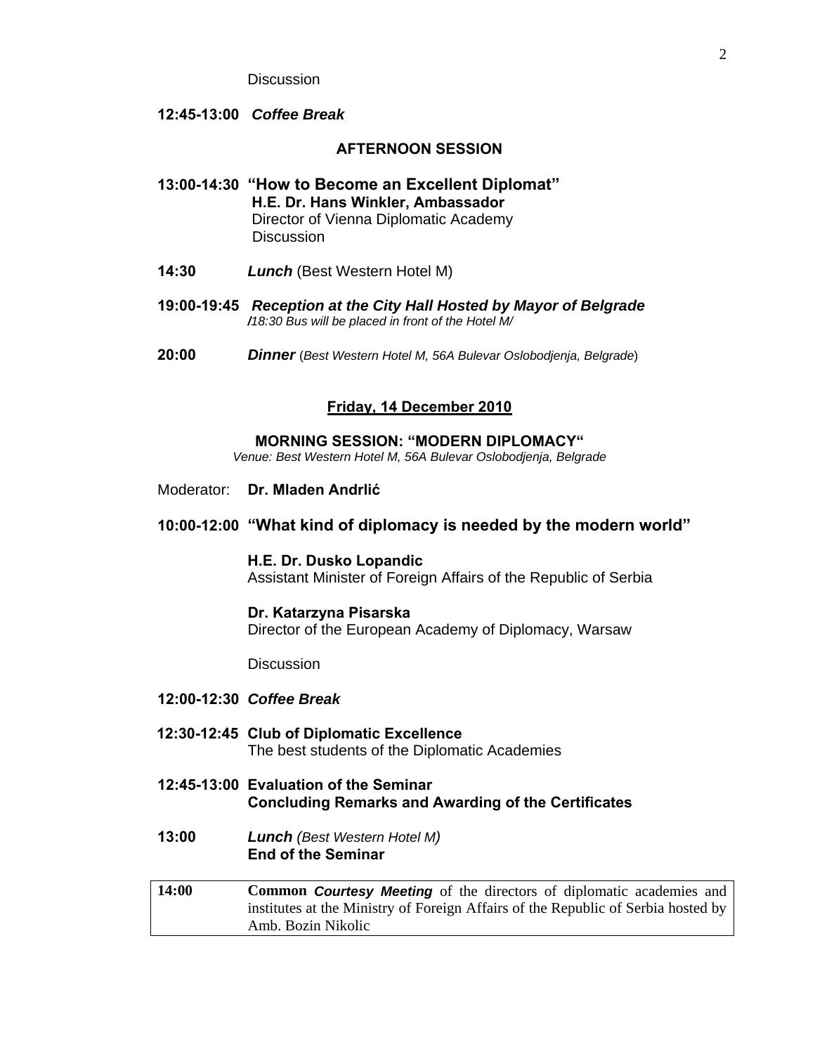Discussion

**12:45-13:00** ***Coffee Break***

## AFTERNOON SESSION

**13:00-14:30 "How to Become an Excellent Diplomat"**
**H.E. Dr. Hans Winkler, Ambassador**
Director of Vienna Diplomatic Academy
Discussion

**14:30** ***Lunch*** (Best Western Hotel M)

**19:00-19:45** ***Reception at the City Hall Hosted by Mayor of Belgrade***
*/18:30 Bus will be placed in front of the Hotel M/*

**20:00** ***Dinner*** (*Best Western Hotel M, 56A Bulevar Oslobodjenja, Belgrade*)

## Friday, 14 December 2010

### MORNING SESSION: "MODERN DIPLOMACY"

*Venue: Best Western Hotel M, 56A Bulevar Oslobodjenja, Belgrade*

Moderator: **Dr. Mladen Andrlić**

**10:00-12:00 "What kind of diplomacy is needed by the modern world"**

**H.E. Dr. Dusko Lopandic**
Assistant Minister of Foreign Affairs of the Republic of Serbia

**Dr. Katarzyna Pisarska**
Director of the European Academy of Diplomacy, Warsaw

Discussion

**12:00-12:30** ***Coffee Break***

**12:30-12:45 Club of Diplomatic Excellence**
The best students of the Diplomatic Academies

**12:45-13:00 Evaluation of the Seminar**
**Concluding Remarks and Awarding of the Certificates**

**13:00** ***Lunch*** *(Best Western Hotel M)*
**End of the Seminar**

| | |
|---|---|
| **14:00** | **Common** ***Courtesy Meeting*** of the directors of diplomatic academies and institutes at the Ministry of Foreign Affairs of the Republic of Serbia hosted by Amb. Bozin Nikolic |